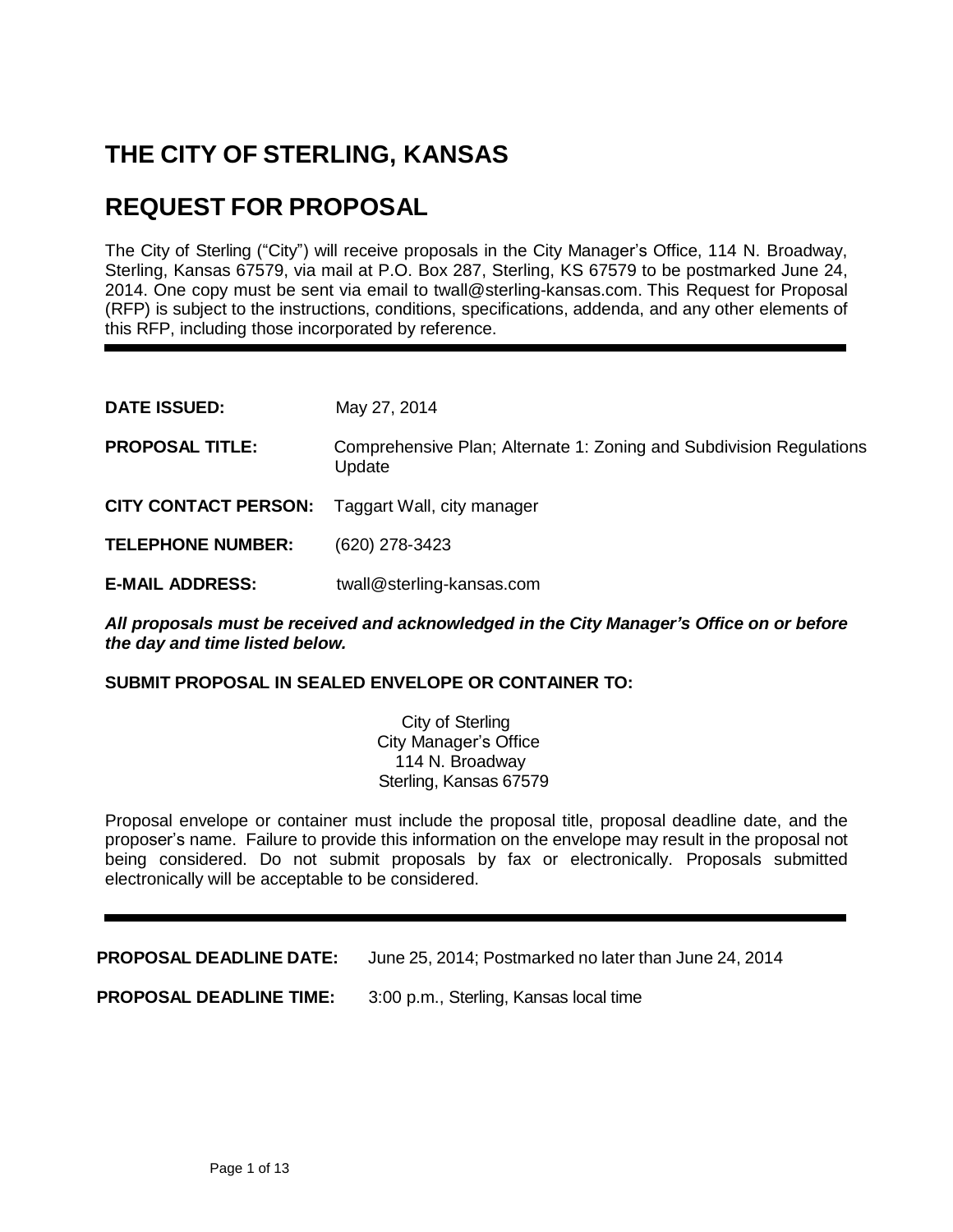# THE CITY OF STERLING, KANSAS

# REQUEST FOR PROPOSAL

The City of Sterling ("City") will receive proposals in the City Manager's Office, 114 N. Broadway, Sterling, Kansas 67579, via mail at P.O. Box 287, Sterling, KS 67579 to be postmarked June 24, 2014. One copy must be sent via email to twall@sterling-kansas.com. This Request for Proposal (RFP) is subject to the instructions, conditions, specifications, addenda, and any other elements of this RFP, including those incorporated by reference.

---

**DATE ISSUED:** May 27, 2014

**PROPOSAL TITLE:** Comprehensive Plan; Alternate 1: Zoning and Subdivision Regulations Update

**CITY CONTACT PERSON:** Taggart Wall, city manager

**TELEPHONE NUMBER:** (620) 278-3423

**E-MAIL ADDRESS:** twall@sterling-kansas.com

***All proposals must be received and acknowledged in the City Manager's Office on or before the day and time listed below.***

**SUBMIT PROPOSAL IN SEALED ENVELOPE OR CONTAINER TO:**

City of Sterling
City Manager's Office
114 N. Broadway
Sterling, Kansas 67579

Proposal envelope or container must include the proposal title, proposal deadline date, and the proposer's name. Failure to provide this information on the envelope may result in the proposal not being considered. Do not submit proposals by fax or electronically. Proposals submitted electronically will be acceptable to be considered.

---

**PROPOSAL DEADLINE DATE:** June 25, 2014; Postmarked no later than June 24, 2014

**PROPOSAL DEADLINE TIME:** 3:00 p.m., Sterling, Kansas local time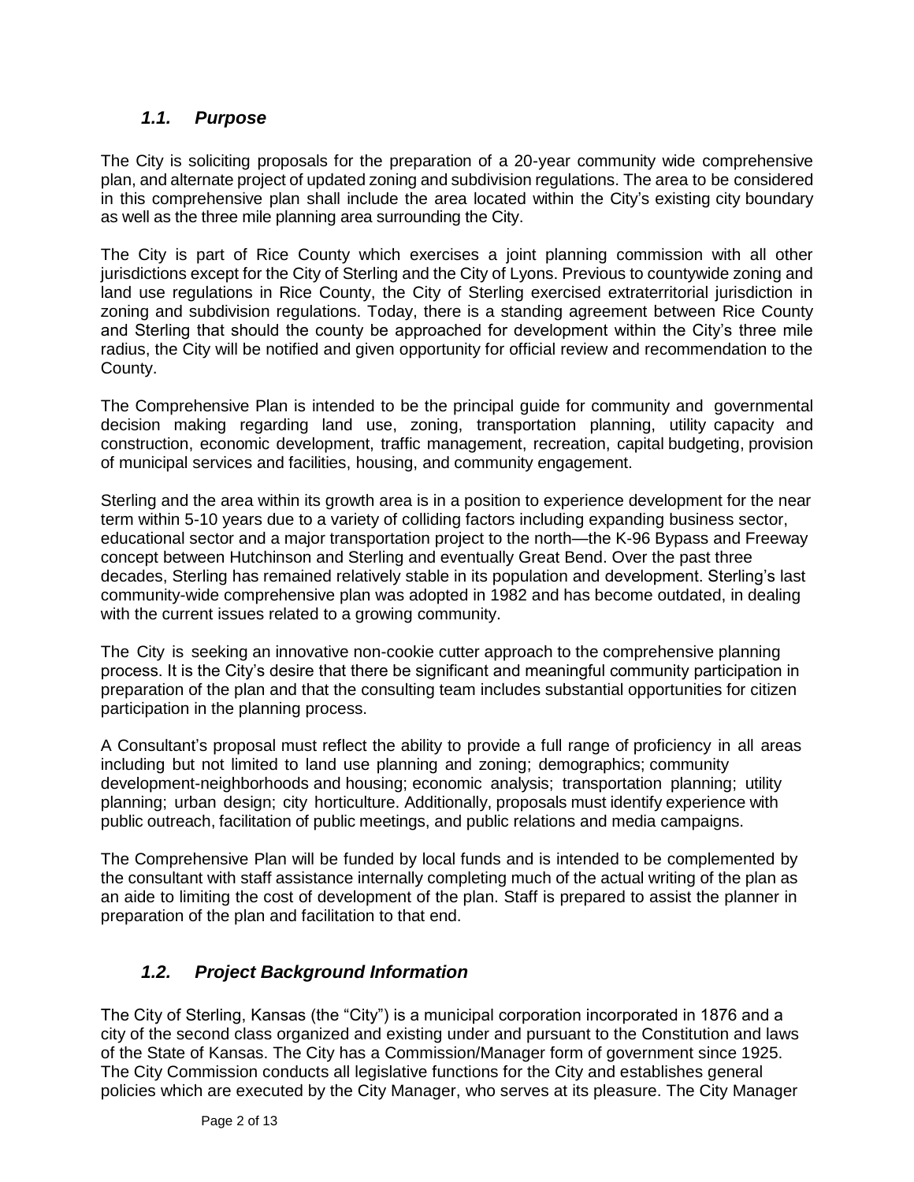### *1.1. Purpose*

The City is soliciting proposals for the preparation of a 20-year community wide comprehensive plan, and alternate project of updated zoning and subdivision regulations. The area to be considered in this comprehensive plan shall include the area located within the City's existing city boundary as well as the three mile planning area surrounding the City.

The City is part of Rice County which exercises a joint planning commission with all other jurisdictions except for the City of Sterling and the City of Lyons. Previous to countywide zoning and land use regulations in Rice County, the City of Sterling exercised extraterritorial jurisdiction in zoning and subdivision regulations. Today, there is a standing agreement between Rice County and Sterling that should the county be approached for development within the City's three mile radius, the City will be notified and given opportunity for official review and recommendation to the County.

The Comprehensive Plan is intended to be the principal guide for community and governmental decision making regarding land use, zoning, transportation planning, utility capacity and construction, economic development, traffic management, recreation, capital budgeting, provision of municipal services and facilities, housing, and community engagement.

Sterling and the area within its growth area is in a position to experience development for the near term within 5-10 years due to a variety of colliding factors including expanding business sector, educational sector and a major transportation project to the north—the K-96 Bypass and Freeway concept between Hutchinson and Sterling and eventually Great Bend. Over the past three decades, Sterling has remained relatively stable in its population and development. Sterling's last community-wide comprehensive plan was adopted in 1982 and has become outdated, in dealing with the current issues related to a growing community.

The City is seeking an innovative non-cookie cutter approach to the comprehensive planning process. It is the City's desire that there be significant and meaningful community participation in preparation of the plan and that the consulting team includes substantial opportunities for citizen participation in the planning process.

A Consultant's proposal must reflect the ability to provide a full range of proficiency in all areas including but not limited to land use planning and zoning; demographics; community development-neighborhoods and housing; economic analysis; transportation planning; utility planning; urban design; city horticulture. Additionally, proposals must identify experience with public outreach, facilitation of public meetings, and public relations and media campaigns.

The Comprehensive Plan will be funded by local funds and is intended to be complemented by the consultant with staff assistance internally completing much of the actual writing of the plan as an aide to limiting the cost of development of the plan. Staff is prepared to assist the planner in preparation of the plan and facilitation to that end.

### *1.2. Project Background Information*

The City of Sterling, Kansas (the "City") is a municipal corporation incorporated in 1876 and a city of the second class organized and existing under and pursuant to the Constitution and laws of the State of Kansas. The City has a Commission/Manager form of government since 1925. The City Commission conducts all legislative functions for the City and establishes general policies which are executed by the City Manager, who serves at its pleasure. The City Manager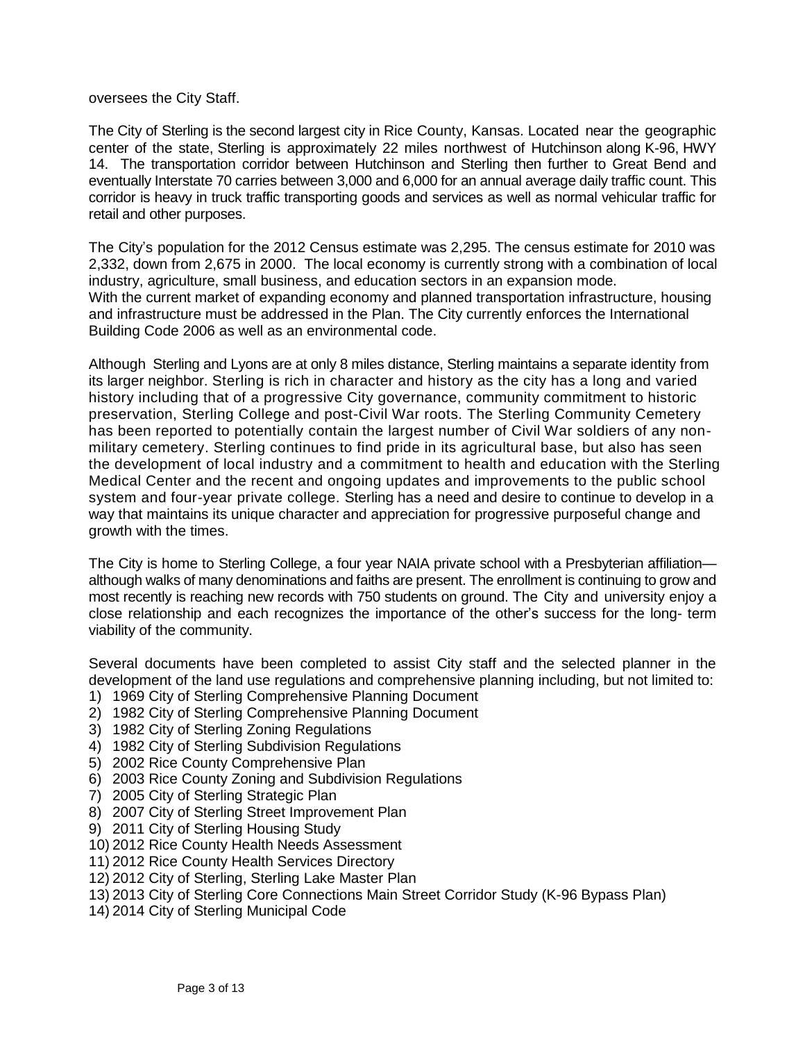oversees the City Staff.

The City of Sterling is the second largest city in Rice County, Kansas. Located near the geographic center of the state, Sterling is approximately 22 miles northwest of Hutchinson along K-96, HWY 14. The transportation corridor between Hutchinson and Sterling then further to Great Bend and eventually Interstate 70 carries between 3,000 and 6,000 for an annual average daily traffic count. This corridor is heavy in truck traffic transporting goods and services as well as normal vehicular traffic for retail and other purposes.

The City's population for the 2012 Census estimate was 2,295. The census estimate for 2010 was 2,332, down from 2,675 in 2000. The local economy is currently strong with a combination of local industry, agriculture, small business, and education sectors in an expansion mode. With the current market of expanding economy and planned transportation infrastructure, housing and infrastructure must be addressed in the Plan. The City currently enforces the International Building Code 2006 as well as an environmental code.

Although Sterling and Lyons are at only 8 miles distance, Sterling maintains a separate identity from its larger neighbor. Sterling is rich in character and history as the city has a long and varied history including that of a progressive City governance, community commitment to historic preservation, Sterling College and post-Civil War roots. The Sterling Community Cemetery has been reported to potentially contain the largest number of Civil War soldiers of any non-military cemetery. Sterling continues to find pride in its agricultural base, but also has seen the development of local industry and a commitment to health and education with the Sterling Medical Center and the recent and ongoing updates and improvements to the public school system and four-year private college. Sterling has a need and desire to continue to develop in a way that maintains its unique character and appreciation for progressive purposeful change and growth with the times.

The City is home to Sterling College, a four year NAIA private school with a Presbyterian affiliation—although walks of many denominations and faiths are present. The enrollment is continuing to grow and most recently is reaching new records with 750 students on ground. The City and university enjoy a close relationship and each recognizes the importance of the other's success for the long- term viability of the community.

Several documents have been completed to assist City staff and the selected planner in the development of the land use regulations and comprehensive planning including, but not limited to:

1) 1969 City of Sterling Comprehensive Planning Document
2) 1982 City of Sterling Comprehensive Planning Document
3) 1982 City of Sterling Zoning Regulations
4) 1982 City of Sterling Subdivision Regulations
5) 2002 Rice County Comprehensive Plan
6) 2003 Rice County Zoning and Subdivision Regulations
7) 2005 City of Sterling Strategic Plan
8) 2007 City of Sterling Street Improvement Plan
9) 2011 City of Sterling Housing Study
10) 2012 Rice County Health Needs Assessment
11) 2012 Rice County Health Services Directory
12) 2012 City of Sterling, Sterling Lake Master Plan
13) 2013 City of Sterling Core Connections Main Street Corridor Study (K-96 Bypass Plan)
14) 2014 City of Sterling Municipal Code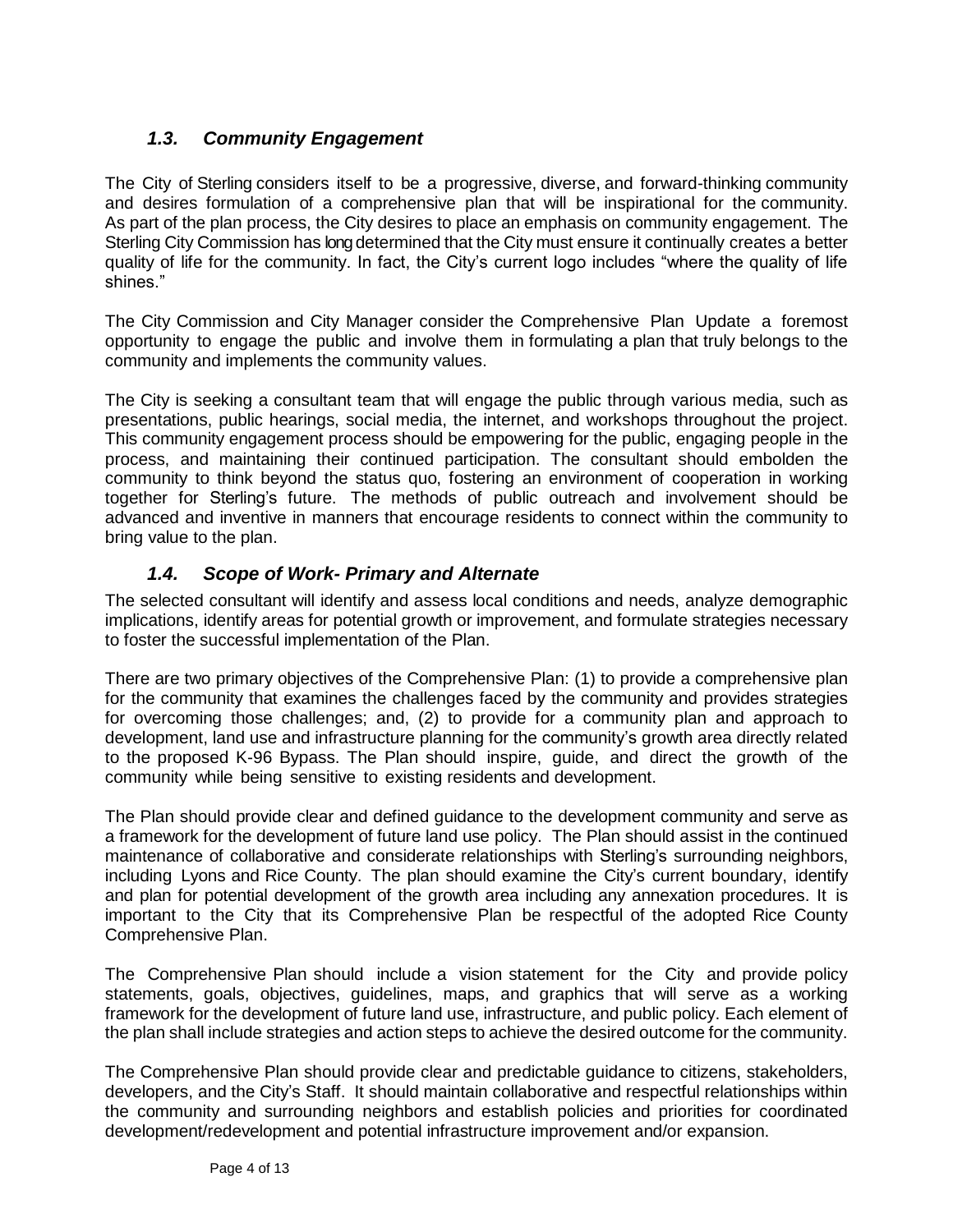### *1.3. Community Engagement*

The City of Sterling considers itself to be a progressive, diverse, and forward-thinking community and desires formulation of a comprehensive plan that will be inspirational for the community. As part of the plan process, the City desires to place an emphasis on community engagement. The Sterling City Commission has long determined that the City must ensure it continually creates a better quality of life for the community. In fact, the City's current logo includes "where the quality of life shines."

The City Commission and City Manager consider the Comprehensive Plan Update a foremost opportunity to engage the public and involve them in formulating a plan that truly belongs to the community and implements the community values.

The City is seeking a consultant team that will engage the public through various media, such as presentations, public hearings, social media, the internet, and workshops throughout the project. This community engagement process should be empowering for the public, engaging people in the process, and maintaining their continued participation. The consultant should embolden the community to think beyond the status quo, fostering an environment of cooperation in working together for Sterling's future. The methods of public outreach and involvement should be advanced and inventive in manners that encourage residents to connect within the community to bring value to the plan.

### *1.4. Scope of Work- Primary and Alternate*

The selected consultant will identify and assess local conditions and needs, analyze demographic implications, identify areas for potential growth or improvement, and formulate strategies necessary to foster the successful implementation of the Plan.

There are two primary objectives of the Comprehensive Plan: (1) to provide a comprehensive plan for the community that examines the challenges faced by the community and provides strategies for overcoming those challenges; and, (2) to provide for a community plan and approach to development, land use and infrastructure planning for the community's growth area directly related to the proposed K-96 Bypass. The Plan should inspire, guide, and direct the growth of the community while being sensitive to existing residents and development.

The Plan should provide clear and defined guidance to the development community and serve as a framework for the development of future land use policy. The Plan should assist in the continued maintenance of collaborative and considerate relationships with Sterling's surrounding neighbors, including Lyons and Rice County. The plan should examine the City's current boundary, identify and plan for potential development of the growth area including any annexation procedures. It is important to the City that its Comprehensive Plan be respectful of the adopted Rice County Comprehensive Plan.

The Comprehensive Plan should include a vision statement for the City and provide policy statements, goals, objectives, guidelines, maps, and graphics that will serve as a working framework for the development of future land use, infrastructure, and public policy. Each element of the plan shall include strategies and action steps to achieve the desired outcome for the community.

The Comprehensive Plan should provide clear and predictable guidance to citizens, stakeholders, developers, and the City's Staff. It should maintain collaborative and respectful relationships within the community and surrounding neighbors and establish policies and priorities for coordinated development/redevelopment and potential infrastructure improvement and/or expansion.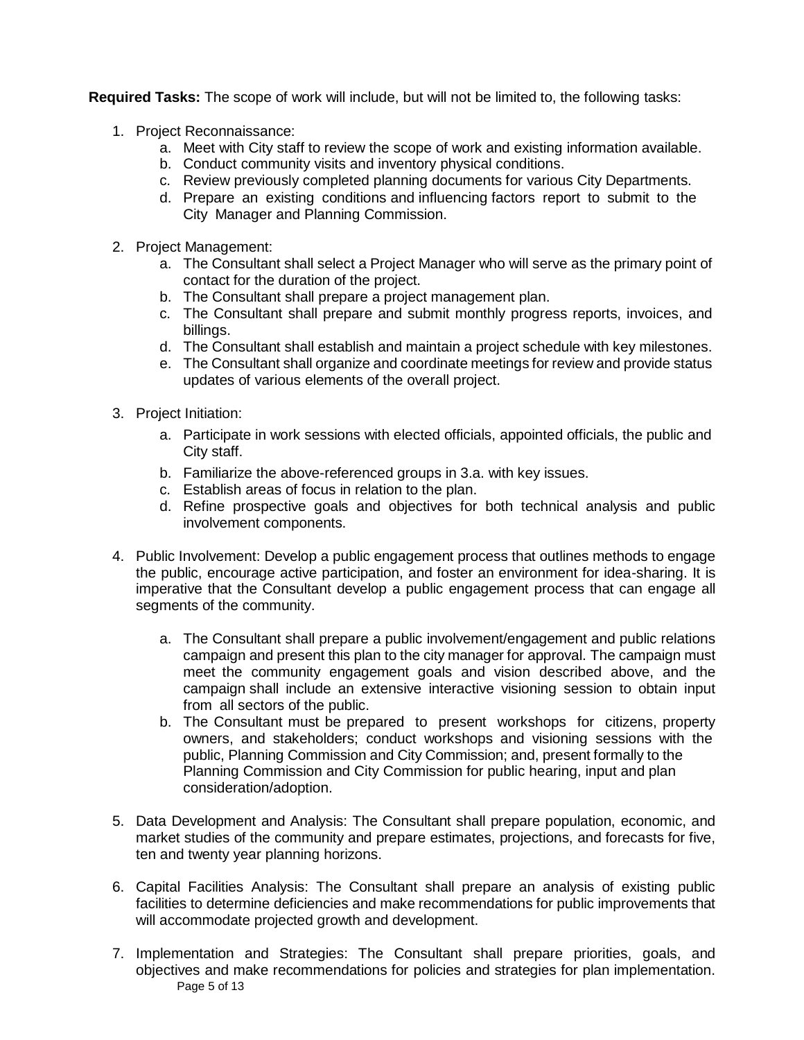**Required Tasks:** The scope of work will include, but will not be limited to, the following tasks:

1. Project Reconnaissance:
   a. Meet with City staff to review the scope of work and existing information available.
   b. Conduct community visits and inventory physical conditions.
   c. Review previously completed planning documents for various City Departments.
   d. Prepare an existing conditions and influencing factors report to submit to the City Manager and Planning Commission.

2. Project Management:
   a. The Consultant shall select a Project Manager who will serve as the primary point of contact for the duration of the project.
   b. The Consultant shall prepare a project management plan.
   c. The Consultant shall prepare and submit monthly progress reports, invoices, and billings.
   d. The Consultant shall establish and maintain a project schedule with key milestones.
   e. The Consultant shall organize and coordinate meetings for review and provide status updates of various elements of the overall project.

3. Project Initiation:
   a. Participate in work sessions with elected officials, appointed officials, the public and City staff.
   b. Familiarize the above-referenced groups in 3.a. with key issues.
   c. Establish areas of focus in relation to the plan.
   d. Refine prospective goals and objectives for both technical analysis and public involvement components.

4. Public Involvement: Develop a public engagement process that outlines methods to engage the public, encourage active participation, and foster an environment for idea-sharing. It is imperative that the Consultant develop a public engagement process that can engage all segments of the community.

   a. The Consultant shall prepare a public involvement/engagement and public relations campaign and present this plan to the city manager for approval. The campaign must meet the community engagement goals and vision described above, and the campaign shall include an extensive interactive visioning session to obtain input from all sectors of the public.
   b. The Consultant must be prepared to present workshops for citizens, property owners, and stakeholders; conduct workshops and visioning sessions with the public, Planning Commission and City Commission; and, present formally to the Planning Commission and City Commission for public hearing, input and plan consideration/adoption.

5. Data Development and Analysis: The Consultant shall prepare population, economic, and market studies of the community and prepare estimates, projections, and forecasts for five, ten and twenty year planning horizons.

6. Capital Facilities Analysis: The Consultant shall prepare an analysis of existing public facilities to determine deficiencies and make recommendations for public improvements that will accommodate projected growth and development.

7. Implementation and Strategies: The Consultant shall prepare priorities, goals, and objectives and make recommendations for policies and strategies for plan implementation.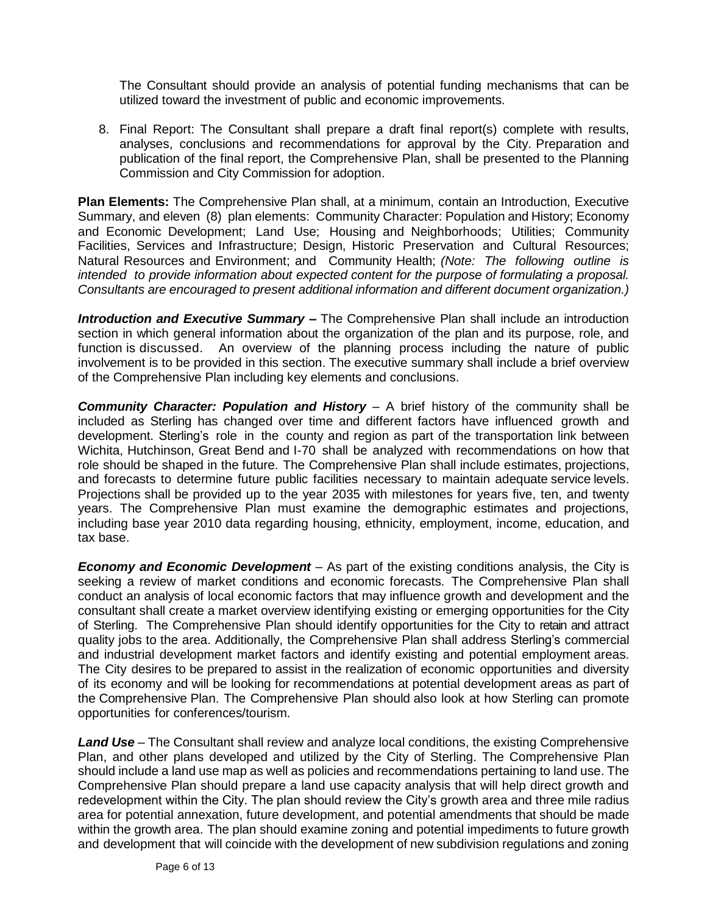The Consultant should provide an analysis of potential funding mechanisms that can be utilized toward the investment of public and economic improvements.

8. Final Report: The Consultant shall prepare a draft final report(s) complete with results, analyses, conclusions and recommendations for approval by the City. Preparation and publication of the final report, the Comprehensive Plan, shall be presented to the Planning Commission and City Commission for adoption.

**Plan Elements:** The Comprehensive Plan shall, at a minimum, contain an Introduction, Executive Summary, and eleven (8) plan elements: Community Character: Population and History; Economy and Economic Development; Land Use; Housing and Neighborhoods; Utilities; Community Facilities, Services and Infrastructure; Design, Historic Preservation and Cultural Resources; Natural Resources and Environment; and Community Health; *(Note: The following outline is intended to provide information about expected content for the purpose of formulating a proposal. Consultants are encouraged to present additional information and different document organization.)*

***Introduction and Executive Summary –*** The Comprehensive Plan shall include an introduction section in which general information about the organization of the plan and its purpose, role, and function is discussed. An overview of the planning process including the nature of public involvement is to be provided in this section. The executive summary shall include a brief overview of the Comprehensive Plan including key elements and conclusions.

***Community Character: Population and History*** – A brief history of the community shall be included as Sterling has changed over time and different factors have influenced growth and development. Sterling's role in the county and region as part of the transportation link between Wichita, Hutchinson, Great Bend and I-70 shall be analyzed with recommendations on how that role should be shaped in the future. The Comprehensive Plan shall include estimates, projections, and forecasts to determine future public facilities necessary to maintain adequate service levels. Projections shall be provided up to the year 2035 with milestones for years five, ten, and twenty years. The Comprehensive Plan must examine the demographic estimates and projections, including base year 2010 data regarding housing, ethnicity, employment, income, education, and tax base.

***Economy and Economic Development*** – As part of the existing conditions analysis, the City is seeking a review of market conditions and economic forecasts. The Comprehensive Plan shall conduct an analysis of local economic factors that may influence growth and development and the consultant shall create a market overview identifying existing or emerging opportunities for the City of Sterling. The Comprehensive Plan should identify opportunities for the City to retain and attract quality jobs to the area. Additionally, the Comprehensive Plan shall address Sterling's commercial and industrial development market factors and identify existing and potential employment areas. The City desires to be prepared to assist in the realization of economic opportunities and diversity of its economy and will be looking for recommendations at potential development areas as part of the Comprehensive Plan. The Comprehensive Plan should also look at how Sterling can promote opportunities for conferences/tourism.

***Land Use*** – The Consultant shall review and analyze local conditions, the existing Comprehensive Plan, and other plans developed and utilized by the City of Sterling. The Comprehensive Plan should include a land use map as well as policies and recommendations pertaining to land use. The Comprehensive Plan should prepare a land use capacity analysis that will help direct growth and redevelopment within the City. The plan should review the City's growth area and three mile radius area for potential annexation, future development, and potential amendments that should be made within the growth area. The plan should examine zoning and potential impediments to future growth and development that will coincide with the development of new subdivision regulations and zoning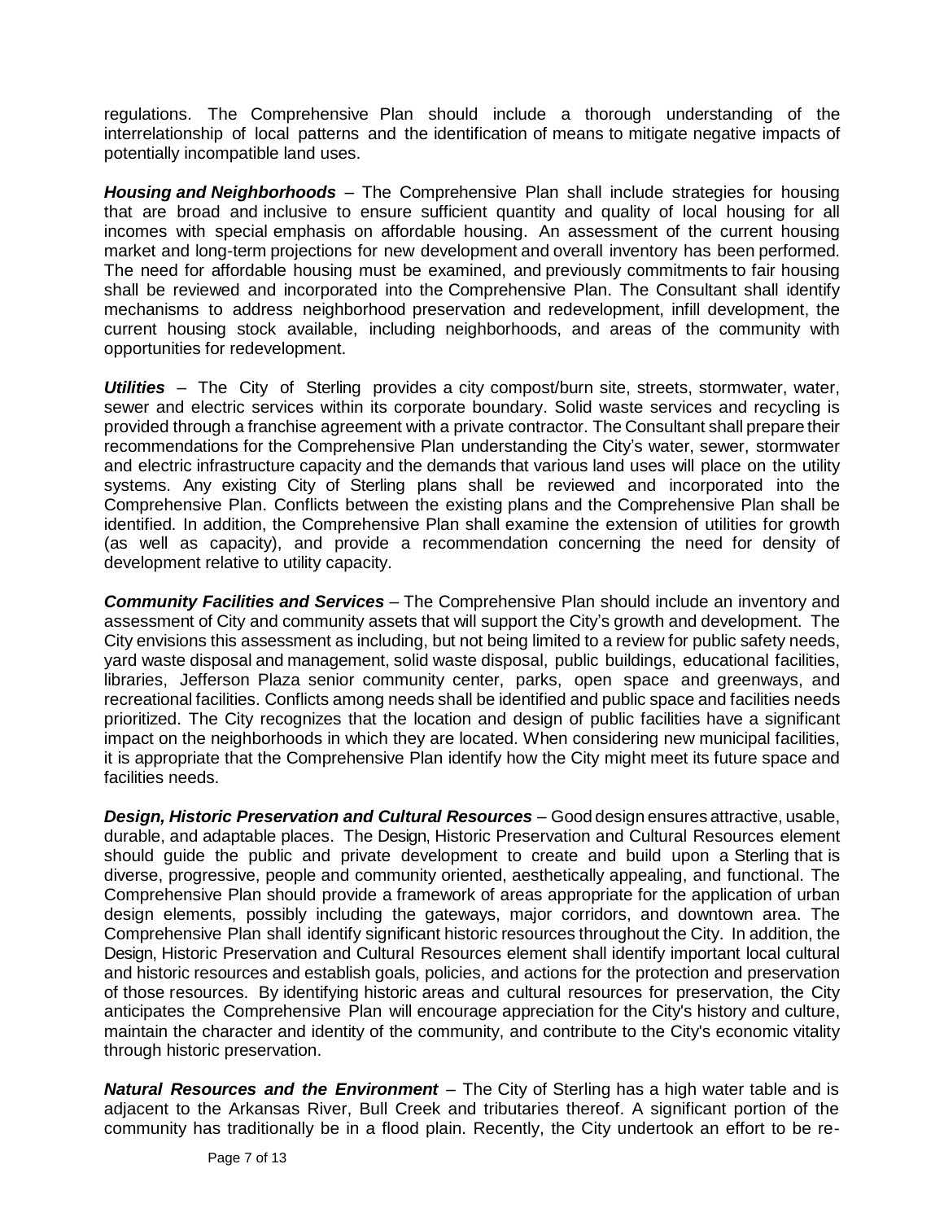regulations. The Comprehensive Plan should include a thorough understanding of the interrelationship of local patterns and the identification of means to mitigate negative impacts of potentially incompatible land uses.

***Housing and Neighborhoods*** – The Comprehensive Plan shall include strategies for housing that are broad and inclusive to ensure sufficient quantity and quality of local housing for all incomes with special emphasis on affordable housing. An assessment of the current housing market and long-term projections for new development and overall inventory has been performed. The need for affordable housing must be examined, and previously commitments to fair housing shall be reviewed and incorporated into the Comprehensive Plan. The Consultant shall identify mechanisms to address neighborhood preservation and redevelopment, infill development, the current housing stock available, including neighborhoods, and areas of the community with opportunities for redevelopment.

***Utilities*** – The City of Sterling provides a city compost/burn site, streets, stormwater, water, sewer and electric services within its corporate boundary. Solid waste services and recycling is provided through a franchise agreement with a private contractor. The Consultant shall prepare their recommendations for the Comprehensive Plan understanding the City's water, sewer, stormwater and electric infrastructure capacity and the demands that various land uses will place on the utility systems. Any existing City of Sterling plans shall be reviewed and incorporated into the Comprehensive Plan. Conflicts between the existing plans and the Comprehensive Plan shall be identified. In addition, the Comprehensive Plan shall examine the extension of utilities for growth (as well as capacity), and provide a recommendation concerning the need for density of development relative to utility capacity.

***Community Facilities and Services*** – The Comprehensive Plan should include an inventory and assessment of City and community assets that will support the City's growth and development. The City envisions this assessment as including, but not being limited to a review for public safety needs, yard waste disposal and management, solid waste disposal, public buildings, educational facilities, libraries, Jefferson Plaza senior community center, parks, open space and greenways, and recreational facilities. Conflicts among needs shall be identified and public space and facilities needs prioritized. The City recognizes that the location and design of public facilities have a significant impact on the neighborhoods in which they are located. When considering new municipal facilities, it is appropriate that the Comprehensive Plan identify how the City might meet its future space and facilities needs.

***Design, Historic Preservation and Cultural Resources*** – Good design ensures attractive, usable, durable, and adaptable places. The Design, Historic Preservation and Cultural Resources element should guide the public and private development to create and build upon a Sterling that is diverse, progressive, people and community oriented, aesthetically appealing, and functional. The Comprehensive Plan should provide a framework of areas appropriate for the application of urban design elements, possibly including the gateways, major corridors, and downtown area. The Comprehensive Plan shall identify significant historic resources throughout the City. In addition, the Design, Historic Preservation and Cultural Resources element shall identify important local cultural and historic resources and establish goals, policies, and actions for the protection and preservation of those resources. By identifying historic areas and cultural resources for preservation, the City anticipates the Comprehensive Plan will encourage appreciation for the City's history and culture, maintain the character and identity of the community, and contribute to the City's economic vitality through historic preservation.

***Natural Resources and the Environment*** – The City of Sterling has a high water table and is adjacent to the Arkansas River, Bull Creek and tributaries thereof. A significant portion of the community has traditionally be in a flood plain. Recently, the City undertook an effort to be re-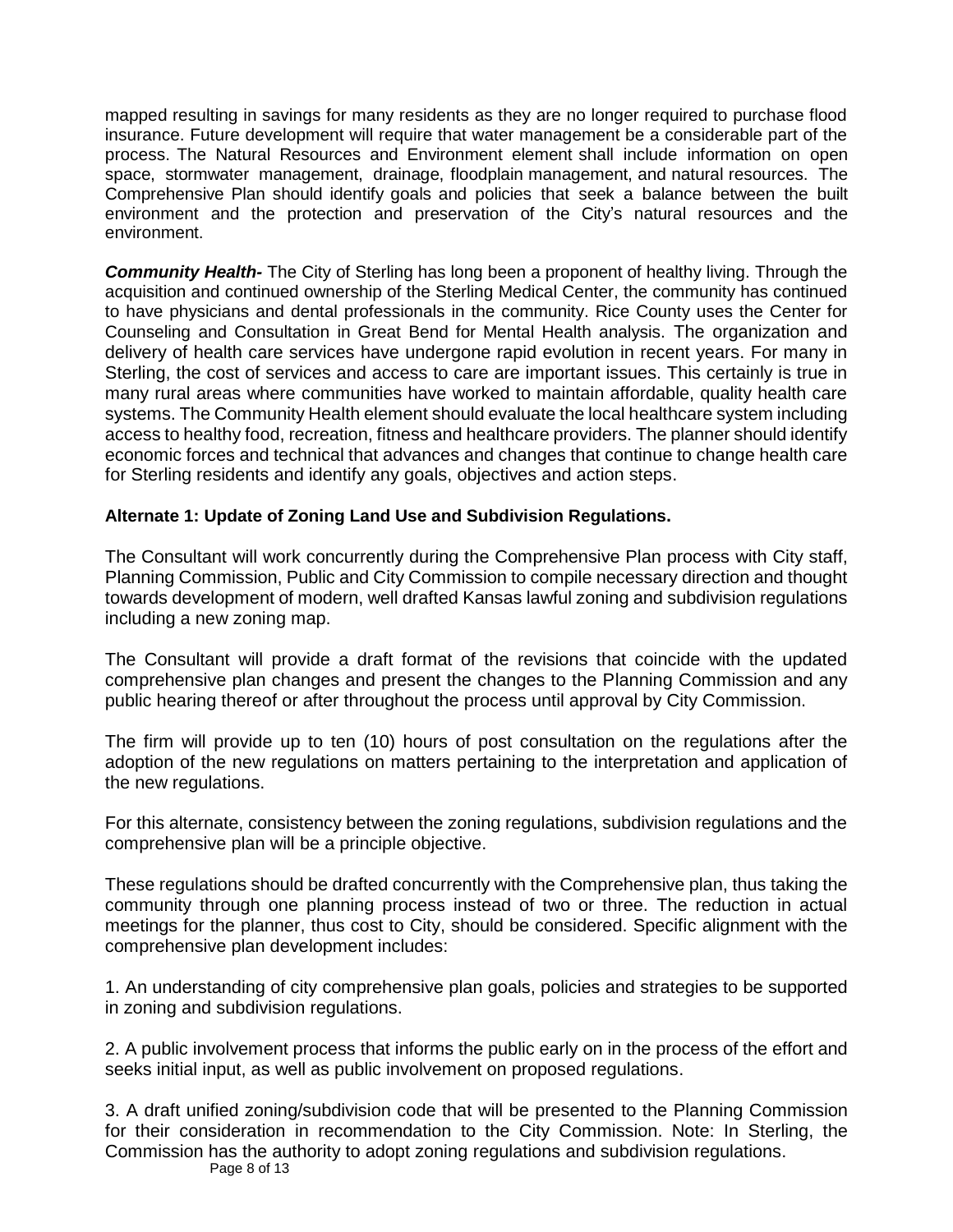mapped resulting in savings for many residents as they are no longer required to purchase flood insurance. Future development will require that water management be a considerable part of the process. The Natural Resources and Environment element shall include information on open space, stormwater management, drainage, floodplain management, and natural resources. The Comprehensive Plan should identify goals and policies that seek a balance between the built environment and the protection and preservation of the City's natural resources and the environment.

***Community Health-*** The City of Sterling has long been a proponent of healthy living. Through the acquisition and continued ownership of the Sterling Medical Center, the community has continued to have physicians and dental professionals in the community. Rice County uses the Center for Counseling and Consultation in Great Bend for Mental Health analysis. The organization and delivery of health care services have undergone rapid evolution in recent years. For many in Sterling, the cost of services and access to care are important issues. This certainly is true in many rural areas where communities have worked to maintain affordable, quality health care systems. The Community Health element should evaluate the local healthcare system including access to healthy food, recreation, fitness and healthcare providers. The planner should identify economic forces and technical that advances and changes that continue to change health care for Sterling residents and identify any goals, objectives and action steps.

**Alternate 1: Update of Zoning Land Use and Subdivision Regulations.**

The Consultant will work concurrently during the Comprehensive Plan process with City staff, Planning Commission, Public and City Commission to compile necessary direction and thought towards development of modern, well drafted Kansas lawful zoning and subdivision regulations including a new zoning map.

The Consultant will provide a draft format of the revisions that coincide with the updated comprehensive plan changes and present the changes to the Planning Commission and any public hearing thereof or after throughout the process until approval by City Commission.

The firm will provide up to ten (10) hours of post consultation on the regulations after the adoption of the new regulations on matters pertaining to the interpretation and application of the new regulations.

For this alternate, consistency between the zoning regulations, subdivision regulations and the comprehensive plan will be a principle objective.

These regulations should be drafted concurrently with the Comprehensive plan, thus taking the community through one planning process instead of two or three. The reduction in actual meetings for the planner, thus cost to City, should be considered. Specific alignment with the comprehensive plan development includes:

1. An understanding of city comprehensive plan goals, policies and strategies to be supported in zoning and subdivision regulations.

2. A public involvement process that informs the public early on in the process of the effort and seeks initial input, as well as public involvement on proposed regulations.

3. A draft unified zoning/subdivision code that will be presented to the Planning Commission for their consideration in recommendation to the City Commission. Note: In Sterling, the Commission has the authority to adopt zoning regulations and subdivision regulations.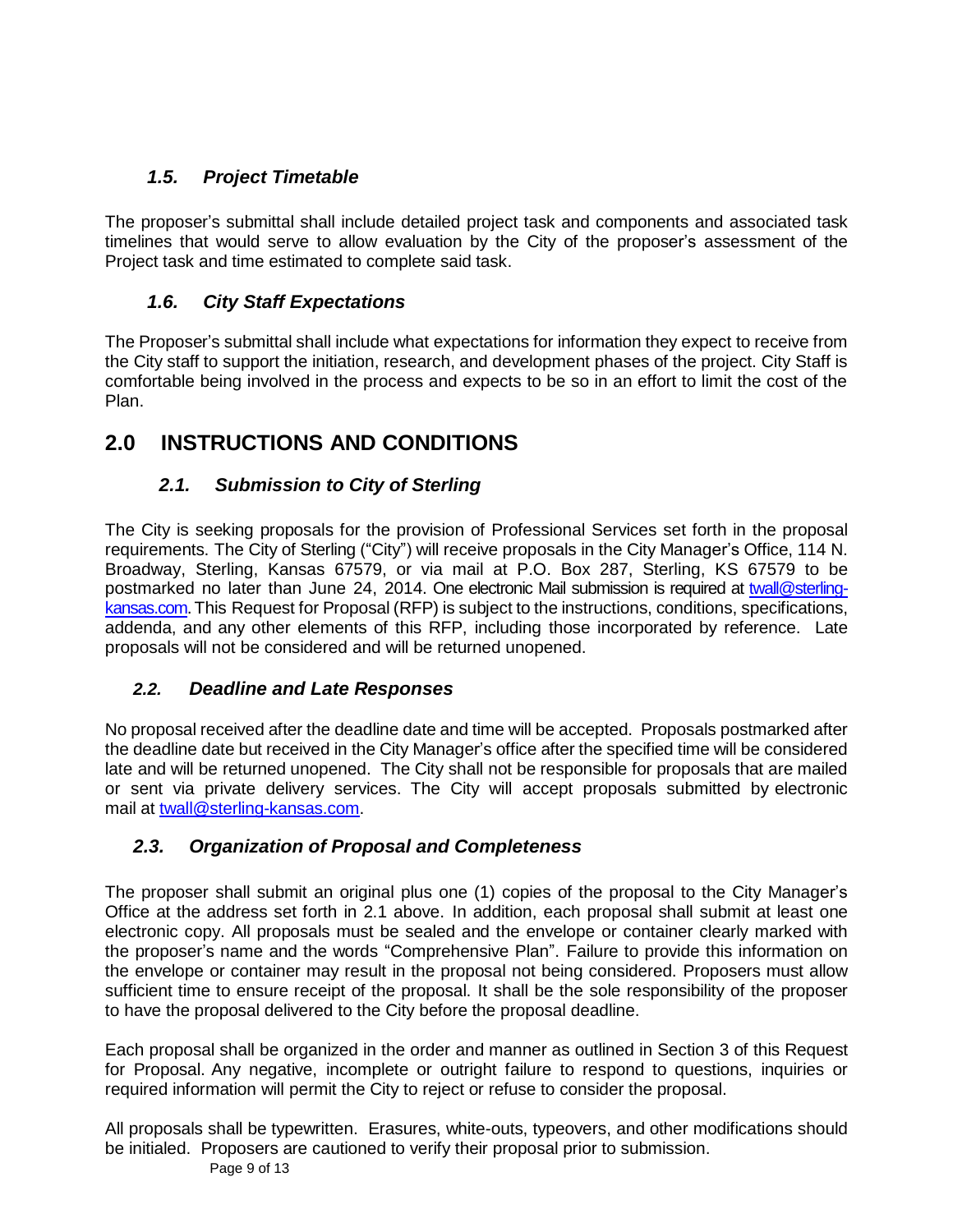### *1.5. Project Timetable*

The proposer's submittal shall include detailed project task and components and associated task timelines that would serve to allow evaluation by the City of the proposer's assessment of the Project task and time estimated to complete said task.

### *1.6. City Staff Expectations*

The Proposer's submittal shall include what expectations for information they expect to receive from the City staff to support the initiation, research, and development phases of the project. City Staff is comfortable being involved in the process and expects to be so in an effort to limit the cost of the Plan.

## 2.0 INSTRUCTIONS AND CONDITIONS

### *2.1. Submission to City of Sterling*

The City is seeking proposals for the provision of Professional Services set forth in the proposal requirements. The City of Sterling ("City") will receive proposals in the City Manager's Office, 114 N. Broadway, Sterling, Kansas 67579, or via mail at P.O. Box 287, Sterling, KS 67579 to be postmarked no later than June 24, 2014. One electronic Mail submission is required at twall@sterling-kansas.com. This Request for Proposal (RFP) is subject to the instructions, conditions, specifications, addenda, and any other elements of this RFP, including those incorporated by reference. Late proposals will not be considered and will be returned unopened.

### *2.2. Deadline and Late Responses*

No proposal received after the deadline date and time will be accepted. Proposals postmarked after the deadline date but received in the City Manager's office after the specified time will be considered late and will be returned unopened. The City shall not be responsible for proposals that are mailed or sent via private delivery services. The City will accept proposals submitted by electronic mail at twall@sterling-kansas.com.

### *2.3. Organization of Proposal and Completeness*

The proposer shall submit an original plus one (1) copies of the proposal to the City Manager's Office at the address set forth in 2.1 above. In addition, each proposal shall submit at least one electronic copy. All proposals must be sealed and the envelope or container clearly marked with the proposer's name and the words "Comprehensive Plan". Failure to provide this information on the envelope or container may result in the proposal not being considered. Proposers must allow sufficient time to ensure receipt of the proposal. It shall be the sole responsibility of the proposer to have the proposal delivered to the City before the proposal deadline.

Each proposal shall be organized in the order and manner as outlined in Section 3 of this Request for Proposal. Any negative, incomplete or outright failure to respond to questions, inquiries or required information will permit the City to reject or refuse to consider the proposal.

All proposals shall be typewritten. Erasures, white-outs, typeovers, and other modifications should be initialed. Proposers are cautioned to verify their proposal prior to submission.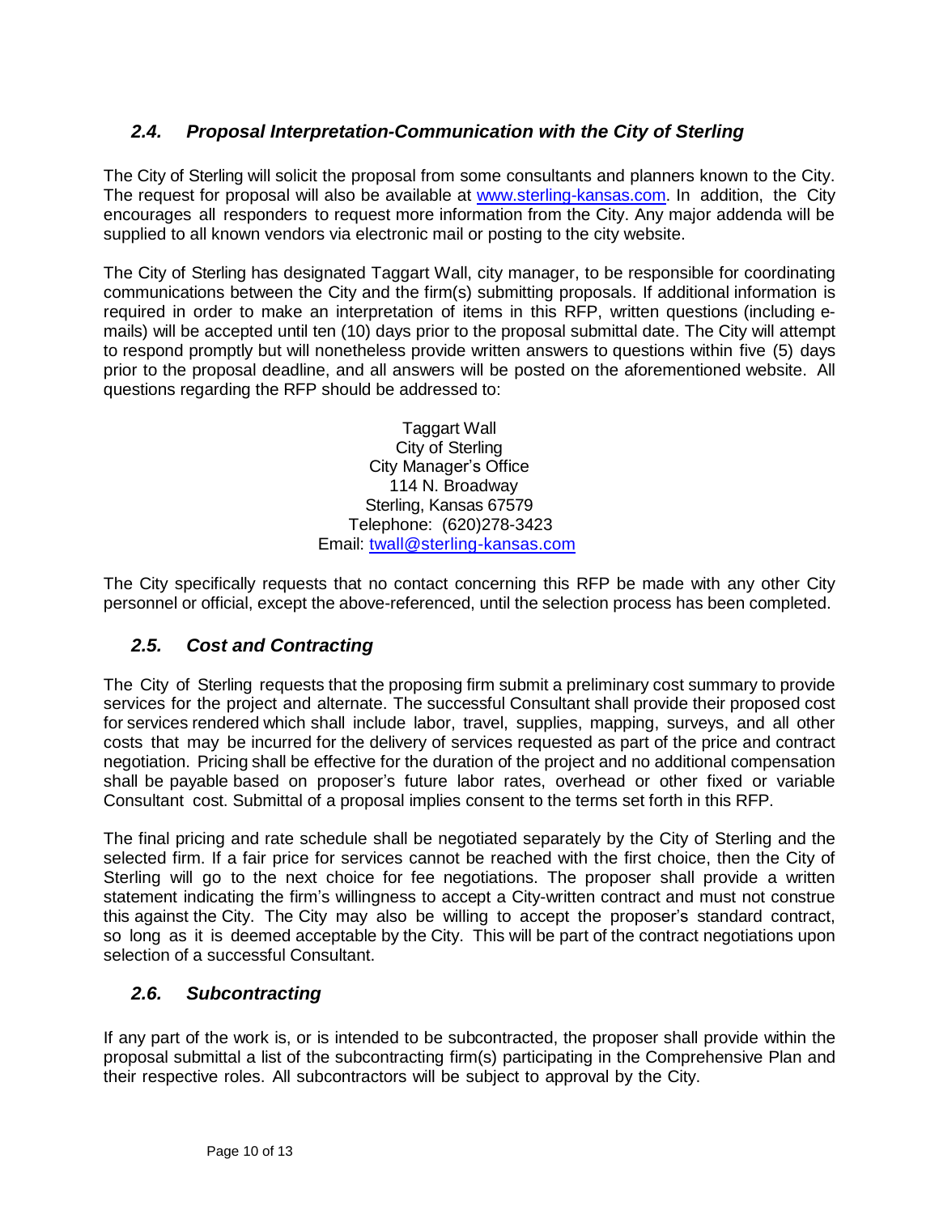## *2.4. Proposal Interpretation-Communication with the City of Sterling*

The City of Sterling will solicit the proposal from some consultants and planners known to the City. The request for proposal will also be available at www.sterling-kansas.com. In addition, the City encourages all responders to request more information from the City. Any major addenda will be supplied to all known vendors via electronic mail or posting to the city website.

The City of Sterling has designated Taggart Wall, city manager, to be responsible for coordinating communications between the City and the firm(s) submitting proposals. If additional information is required in order to make an interpretation of items in this RFP, written questions (including e-mails) will be accepted until ten (10) days prior to the proposal submittal date. The City will attempt to respond promptly but will nonetheless provide written answers to questions within five (5) days prior to the proposal deadline, and all answers will be posted on the aforementioned website. All questions regarding the RFP should be addressed to:

Taggart Wall
City of Sterling
City Manager's Office
114 N. Broadway
Sterling, Kansas 67579
Telephone: (620)278-3423
Email: twall@sterling-kansas.com

The City specifically requests that no contact concerning this RFP be made with any other City personnel or official, except the above-referenced, until the selection process has been completed.

## *2.5. Cost and Contracting*

The City of Sterling requests that the proposing firm submit a preliminary cost summary to provide services for the project and alternate. The successful Consultant shall provide their proposed cost for services rendered which shall include labor, travel, supplies, mapping, surveys, and all other costs that may be incurred for the delivery of services requested as part of the price and contract negotiation. Pricing shall be effective for the duration of the project and no additional compensation shall be payable based on proposer's future labor rates, overhead or other fixed or variable Consultant cost. Submittal of a proposal implies consent to the terms set forth in this RFP.

The final pricing and rate schedule shall be negotiated separately by the City of Sterling and the selected firm. If a fair price for services cannot be reached with the first choice, then the City of Sterling will go to the next choice for fee negotiations. The proposer shall provide a written statement indicating the firm's willingness to accept a City-written contract and must not construe this against the City. The City may also be willing to accept the proposer's standard contract, so long as it is deemed acceptable by the City. This will be part of the contract negotiations upon selection of a successful Consultant.

## *2.6. Subcontracting*

If any part of the work is, or is intended to be subcontracted, the proposer shall provide within the proposal submittal a list of the subcontracting firm(s) participating in the Comprehensive Plan and their respective roles. All subcontractors will be subject to approval by the City.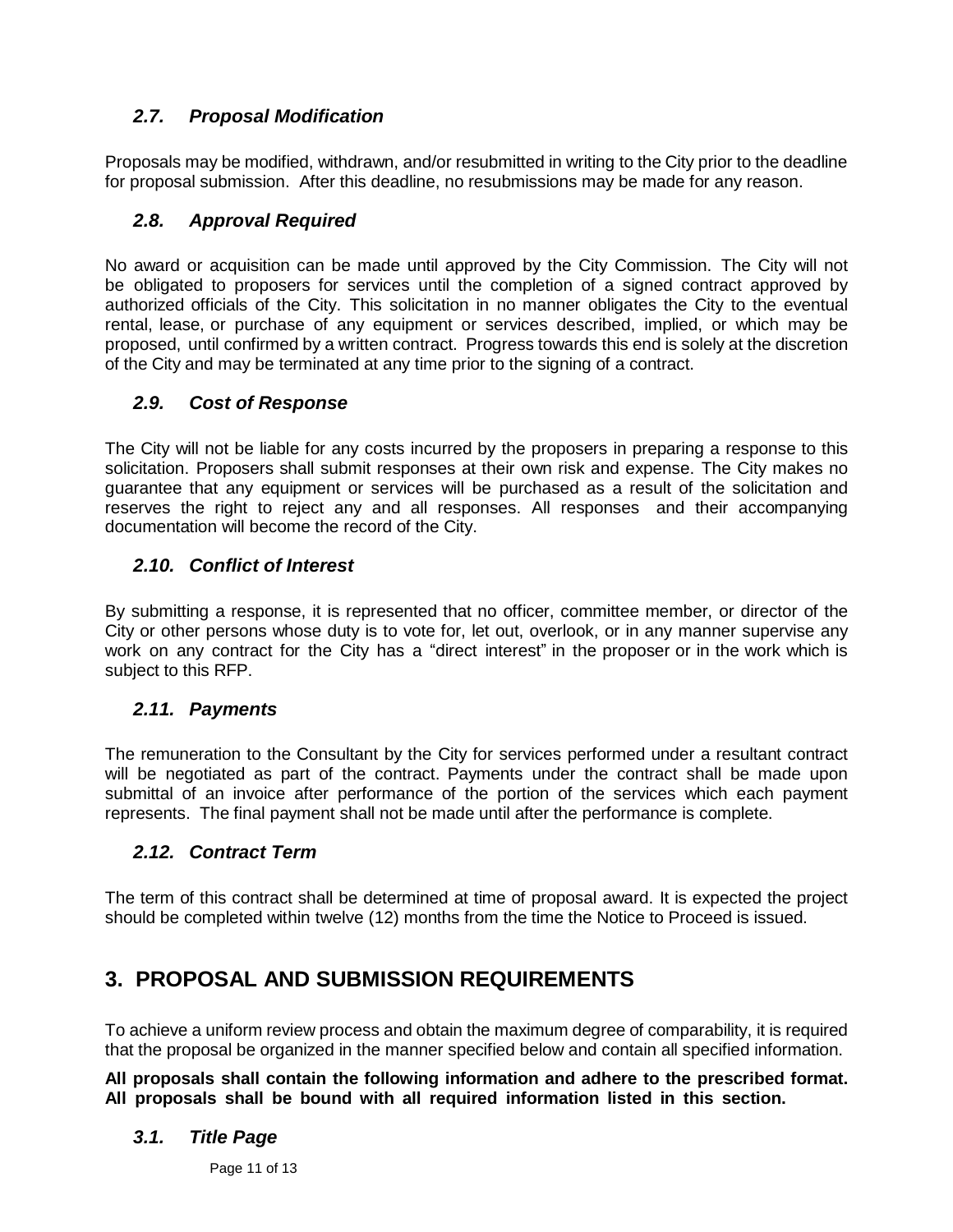### *2.7. Proposal Modification*

Proposals may be modified, withdrawn, and/or resubmitted in writing to the City prior to the deadline for proposal submission. After this deadline, no resubmissions may be made for any reason.

### *2.8. Approval Required*

No award or acquisition can be made until approved by the City Commission. The City will not be obligated to proposers for services until the completion of a signed contract approved by authorized officials of the City. This solicitation in no manner obligates the City to the eventual rental, lease, or purchase of any equipment or services described, implied, or which may be proposed, until confirmed by a written contract. Progress towards this end is solely at the discretion of the City and may be terminated at any time prior to the signing of a contract.

### *2.9. Cost of Response*

The City will not be liable for any costs incurred by the proposers in preparing a response to this solicitation. Proposers shall submit responses at their own risk and expense. The City makes no guarantee that any equipment or services will be purchased as a result of the solicitation and reserves the right to reject any and all responses. All responses and their accompanying documentation will become the record of the City.

### *2.10. Conflict of Interest*

By submitting a response, it is represented that no officer, committee member, or director of the City or other persons whose duty is to vote for, let out, overlook, or in any manner supervise any work on any contract for the City has a "direct interest" in the proposer or in the work which is subject to this RFP.

### *2.11. Payments*

The remuneration to the Consultant by the City for services performed under a resultant contract will be negotiated as part of the contract. Payments under the contract shall be made upon submittal of an invoice after performance of the portion of the services which each payment represents. The final payment shall not be made until after the performance is complete.

### *2.12. Contract Term*

The term of this contract shall be determined at time of proposal award. It is expected the project should be completed within twelve (12) months from the time the Notice to Proceed is issued.

## 3. PROPOSAL AND SUBMISSION REQUIREMENTS

To achieve a uniform review process and obtain the maximum degree of comparability, it is required that the proposal be organized in the manner specified below and contain all specified information.

**All proposals shall contain the following information and adhere to the prescribed format. All proposals shall be bound with all required information listed in this section.**

### *3.1. Title Page*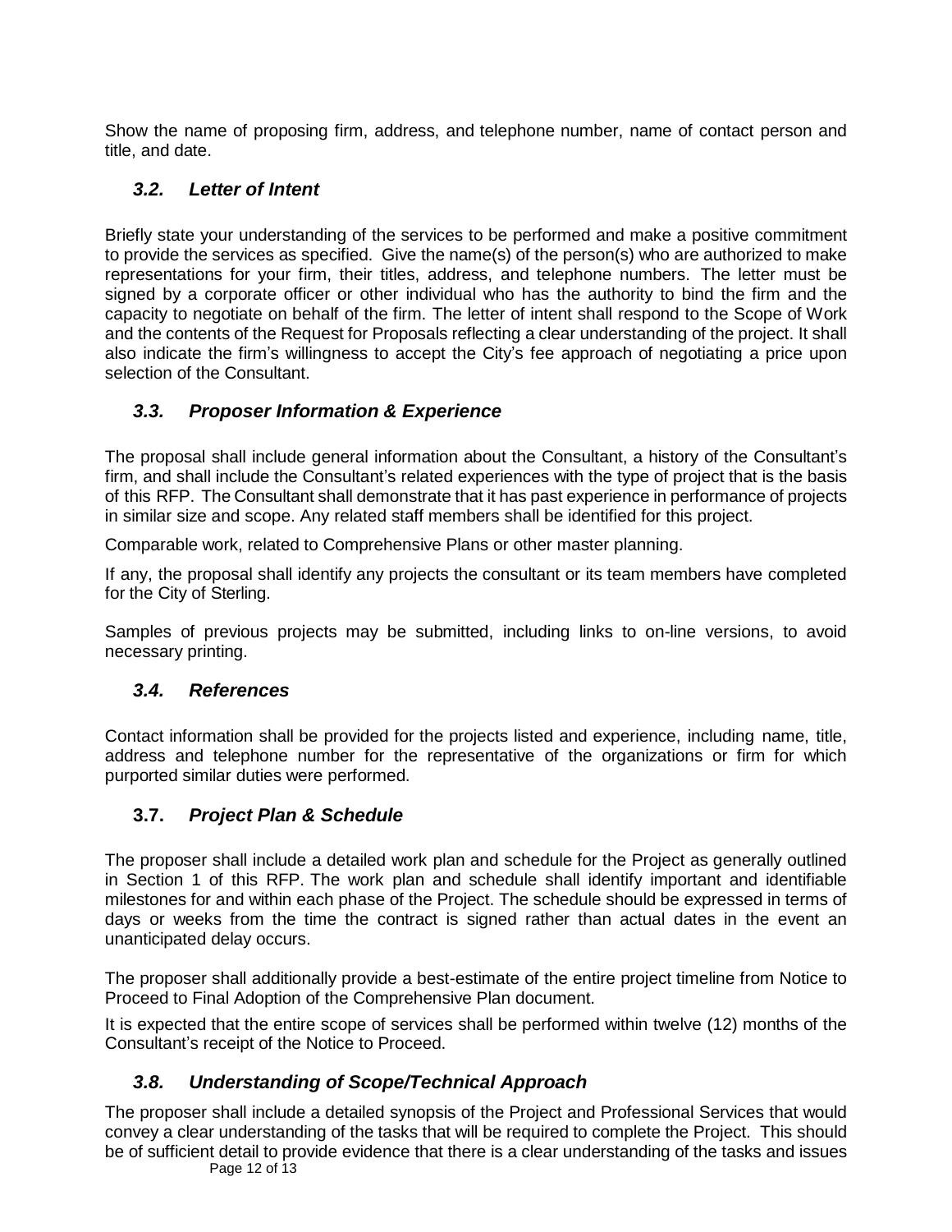Show the name of proposing firm, address, and telephone number, name of contact person and title, and date.

### *3.2. Letter of Intent*

Briefly state your understanding of the services to be performed and make a positive commitment to provide the services as specified. Give the name(s) of the person(s) who are authorized to make representations for your firm, their titles, address, and telephone numbers. The letter must be signed by a corporate officer or other individual who has the authority to bind the firm and the capacity to negotiate on behalf of the firm. The letter of intent shall respond to the Scope of Work and the contents of the Request for Proposals reflecting a clear understanding of the project. It shall also indicate the firm's willingness to accept the City's fee approach of negotiating a price upon selection of the Consultant.

### *3.3. Proposer Information & Experience*

The proposal shall include general information about the Consultant, a history of the Consultant's firm, and shall include the Consultant's related experiences with the type of project that is the basis of this RFP. The Consultant shall demonstrate that it has past experience in performance of projects in similar size and scope. Any related staff members shall be identified for this project.

Comparable work, related to Comprehensive Plans or other master planning.

If any, the proposal shall identify any projects the consultant or its team members have completed for the City of Sterling.

Samples of previous projects may be submitted, including links to on-line versions, to avoid necessary printing.

### *3.4. References*

Contact information shall be provided for the projects listed and experience, including name, title, address and telephone number for the representative of the organizations or firm for which purported similar duties were performed.

### **3.7.** *Project Plan & Schedule*

The proposer shall include a detailed work plan and schedule for the Project as generally outlined in Section 1 of this RFP. The work plan and schedule shall identify important and identifiable milestones for and within each phase of the Project. The schedule should be expressed in terms of days or weeks from the time the contract is signed rather than actual dates in the event an unanticipated delay occurs.

The proposer shall additionally provide a best-estimate of the entire project timeline from Notice to Proceed to Final Adoption of the Comprehensive Plan document.

It is expected that the entire scope of services shall be performed within twelve (12) months of the Consultant's receipt of the Notice to Proceed.

### *3.8. Understanding of Scope/Technical Approach*

The proposer shall include a detailed synopsis of the Project and Professional Services that would convey a clear understanding of the tasks that will be required to complete the Project. This should be of sufficient detail to provide evidence that there is a clear understanding of the tasks and issues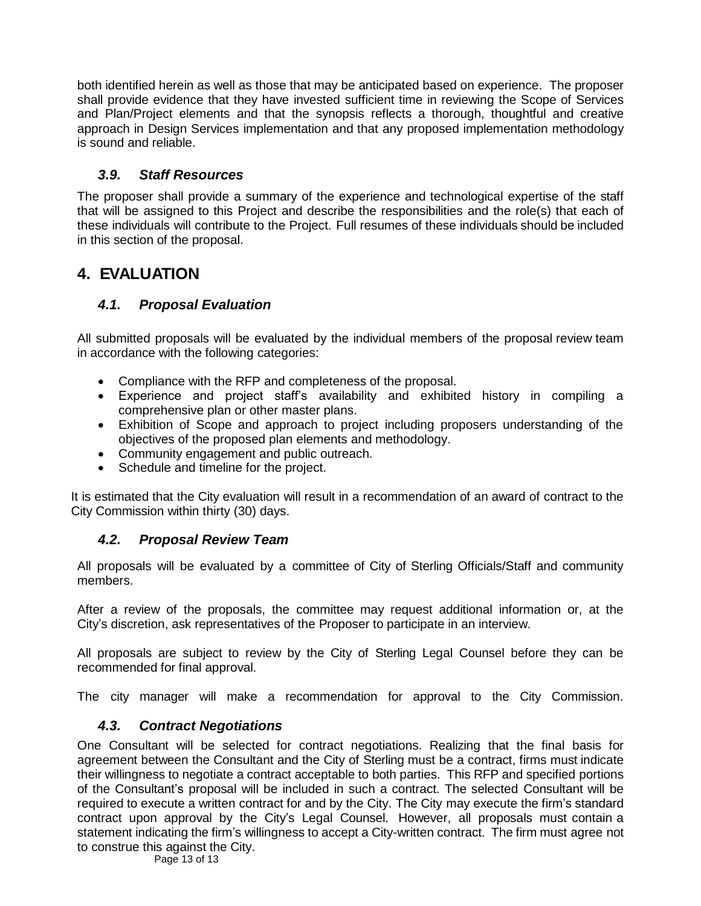both identified herein as well as those that may be anticipated based on experience. The proposer shall provide evidence that they have invested sufficient time in reviewing the Scope of Services and Plan/Project elements and that the synopsis reflects a thorough, thoughtful and creative approach in Design Services implementation and that any proposed implementation methodology is sound and reliable.

### *3.9. Staff Resources*

The proposer shall provide a summary of the experience and technological expertise of the staff that will be assigned to this Project and describe the responsibilities and the role(s) that each of these individuals will contribute to the Project. Full resumes of these individuals should be included in this section of the proposal.

## 4. EVALUATION

### *4.1. Proposal Evaluation*

All submitted proposals will be evaluated by the individual members of the proposal review team in accordance with the following categories:

- Compliance with the RFP and completeness of the proposal.
- Experience and project staff's availability and exhibited history in compiling a comprehensive plan or other master plans.
- Exhibition of Scope and approach to project including proposers understanding of the objectives of the proposed plan elements and methodology.
- Community engagement and public outreach.
- Schedule and timeline for the project.

It is estimated that the City evaluation will result in a recommendation of an award of contract to the City Commission within thirty (30) days.

### *4.2. Proposal Review Team*

All proposals will be evaluated by a committee of City of Sterling Officials/Staff and community members.

After a review of the proposals, the committee may request additional information or, at the City's discretion, ask representatives of the Proposer to participate in an interview.

All proposals are subject to review by the City of Sterling Legal Counsel before they can be recommended for final approval.

The city manager will make a recommendation for approval to the City Commission.

### *4.3. Contract Negotiations*

One Consultant will be selected for contract negotiations. Realizing that the final basis for agreement between the Consultant and the City of Sterling must be a contract, firms must indicate their willingness to negotiate a contract acceptable to both parties. This RFP and specified portions of the Consultant's proposal will be included in such a contract. The selected Consultant will be required to execute a written contract for and by the City. The City may execute the firm's standard contract upon approval by the City's Legal Counsel. However, all proposals must contain a statement indicating the firm's willingness to accept a City-written contract. The firm must agree not to construe this against the City.